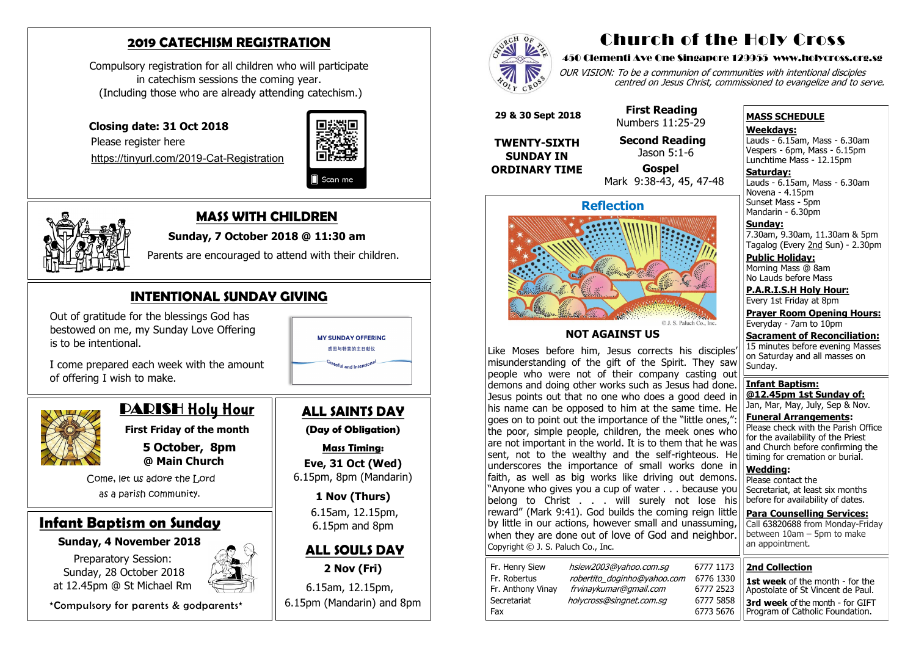## 2019 CATECHISM REGISTRATION

Compulsory registration for all children who will participate in catechism sessions the coming year. (Including those who are already attending catechism.)

**Closing date: 31 Oct 2018**

Please register here

https://tinyurl.com/2019-Cat-Registration

Scan me

## MASS WITH CHILDREN

**Sunday, 7 October 2018 @ 11:30 am**

Parents are encouraged to attend with their children.

## INTENTIONAL SUNDAY GIVING

Out of gratitude for the blessings God has bestowed on me, my Sunday Love Offering is to be intentional.

I come prepared each week with the amount of offering I wish to make.

MY SUNDAY OFFERING

感恩与特意的主日献仪

Grateful and Intentional

## PARISH Holy Hour

**First Friday of the month**

**5 October, 8pm**

**@ Main Church**

Come, let us adore the Lord as a parish community.

## Infant Baptism on Sunday

**Sunday, 4 November 2018**

Preparatory Session:
Sunday, 28 October 2018
at 12.45pm @ St Michael Rm

*Compulsory for parents & godparents*

## ALL SAINTS DAY

**(Day of Obligation)**

**Mass Timing:**

**Eve, 31 Oct (Wed)**
6.15pm, 8pm (Mandarin)

**1 Nov (Thurs)**
6.15am, 12.15pm, 6.15pm and 8pm

## ALL SOULS DAY

**2 Nov (Fri)**

6.15am, 12.15pm, 6.15pm (Mandarin) and 8pm

# Church of the Holy Cross

**450 Clementi Ave One Singapore 129955 www.holycross.org.sg**

*OUR VISION: To be a communion of communities with intentional disciples centred on Jesus Christ, commissioned to evangelize and to serve.*

**29 & 30 Sept 2018**

**TWENTY-SIXTH SUNDAY IN ORDINARY TIME**

**First Reading**
Numbers 11:25-29

**Second Reading**
Jason 5:1-6

**Gospel**
Mark 9:38-43, 45, 47-48

## Reflection

© J. S. Paluch Co., Inc.

### NOT AGAINST US

Like Moses before him, Jesus corrects his disciples' misunderstanding of the gift of the Spirit. They saw people who were not of their company casting out demons and doing other works such as Jesus had done. Jesus points out that no one who does a good deed in his name can be opposed to him at the same time. He goes on to point out the importance of the "little ones,": the poor, simple people, children, the meek ones who are not important in the world. It is to them that he was sent, not to the wealthy and the self-righteous. He underscores the importance of small works done in faith, as well as big works like driving out demons. "Anyone who gives you a cup of water . . . because you belong to Christ . . . will surely not lose his reward" (Mark 9:41). God builds the coming reign little by little in our actions, however small and unassuming, when they are done out of love of God and neighbor.

Copyright © J. S. Paluch Co., Inc.

| | | |
|---|---|---|
| Fr. Henry Siew | *hsiew2003@yahoo.com.sg* | 6777 1173 |
| Fr. Robertus | *robertito_doginho@yahoo.com* | 6776 1330 |
| Fr. Anthony Vinay | *frvinaykumar@gmail.com* | 6777 2523 |
| Secretariat | *holycross@singnet.com.sg* | 6777 5858 |
| Fax | | 6773 5676 |

**MASS SCHEDULE**

**Weekdays:**
Lauds - 6.15am, Mass - 6.30am
Vespers - 6pm, Mass - 6.15pm
Lunchtime Mass - 12.15pm

**Saturday:**
Lauds - 6.15am, Mass - 6.30am
Novena - 4.15pm
Sunset Mass - 5pm
Mandarin - 6.30pm

**Sunday:**
7.30am, 9.30am, 11.30am & 5pm
Tagalog (Every 2nd Sun) - 2.30pm

**Public Holiday:**
Morning Mass @ 8am
No Lauds before Mass

**P.A.R.I.S.H Holy Hour:**
Every 1st Friday at 8pm

**Prayer Room Opening Hours:**
Everyday - 7am to 10pm

**Sacrament of Reconciliation:**
15 minutes before evening Masses on Saturday and all masses on Sunday.

**Infant Baptism:**
**@12.45pm 1st Sunday of:**
Jan, Mar, May, July, Sep & Nov.

**Funeral Arrangements:**
Please check with the Parish Office for the availability of the Priest and Church before confirming the timing for cremation or burial.

**Wedding:**
Please contact the Secretariat, at least six months before for availability of dates.

**Para Counselling Services:**
Call 63820688 from Monday-Friday between 10am – 5pm to make an appointment.

**2nd Collection**

**1st week** of the month - for the Apostolate of St Vincent de Paul.

**3rd week** of the month - for GIFT Program of Catholic Foundation.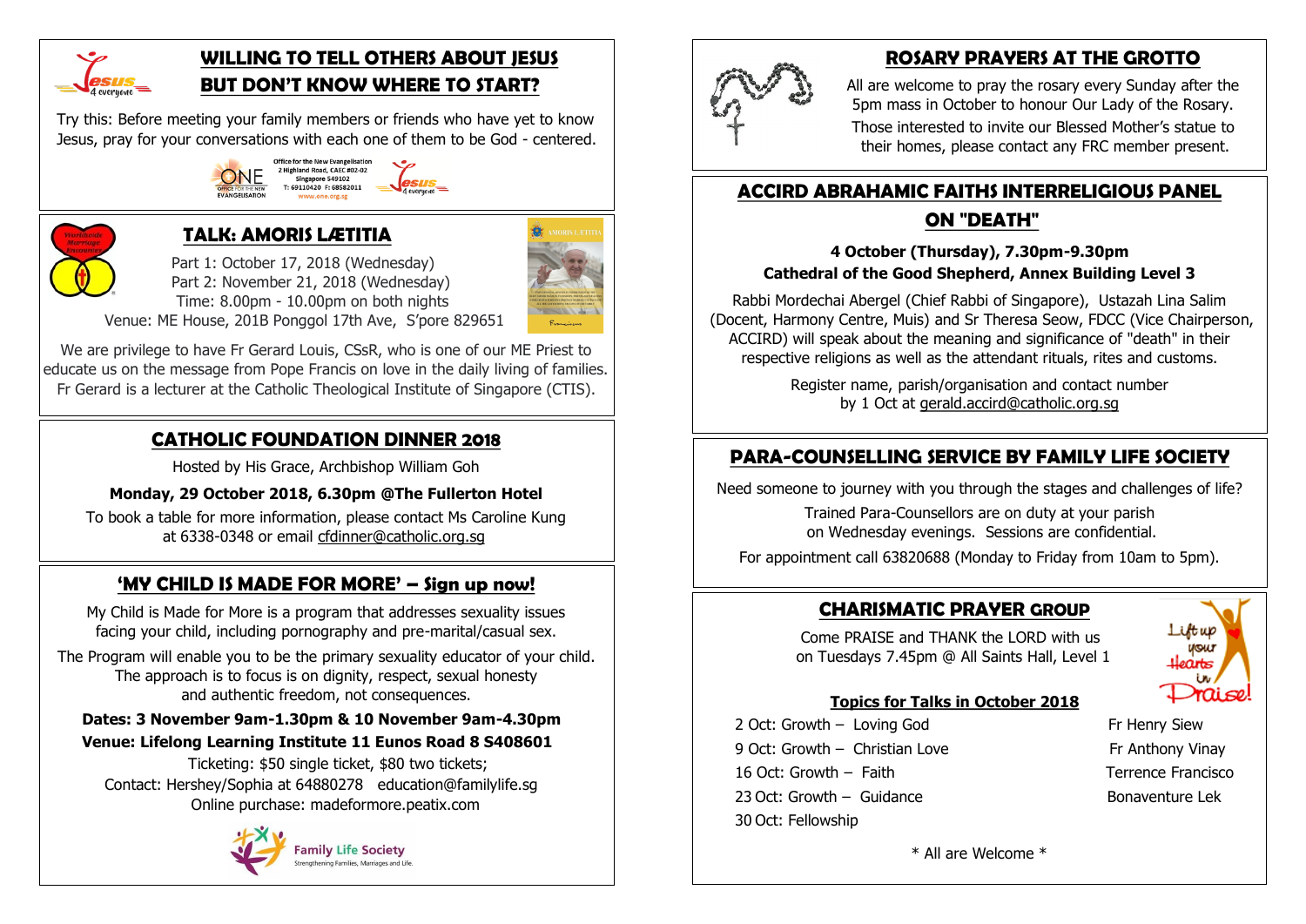## WILLING TO TELL OTHERS ABOUT JESUS BUT DON'T KNOW WHERE TO START?

Try this: Before meeting your family members or friends who have yet to know Jesus, pray for your conversations with each one of them to be God - centered.

Office for the New Evangelisation
2 Highland Road, CAEC #02-02
Singapore 549102
T: 69110420 F: 68582011
www.one.org.sg

## TALK: AMORIS LÆTITIA

Part 1: October 17, 2018 (Wednesday)
Part 2: November 21, 2018 (Wednesday)
Time: 8.00pm - 10.00pm on both nights
Venue: ME House, 201B Ponggol 17th Ave, S'pore 829651

We are privilege to have Fr Gerard Louis, CSsR, who is one of our ME Priest to educate us on the message from Pope Francis on love in the daily living of families. Fr Gerard is a lecturer at the Catholic Theological Institute of Singapore (CTIS).

## CATHOLIC FOUNDATION DINNER 2018

Hosted by His Grace, Archbishop William Goh

**Monday, 29 October 2018, 6.30pm @The Fullerton Hotel**

To book a table for more information, please contact Ms Caroline Kung at 6338-0348 or email cfdinner@catholic.org.sg

## 'MY CHILD IS MADE FOR MORE' – Sign up now!

My Child is Made for More is a program that addresses sexuality issues facing your child, including pornography and pre-marital/casual sex.

The Program will enable you to be the primary sexuality educator of your child. The approach is to focus is on dignity, respect, sexual honesty and authentic freedom, not consequences.

**Dates: 3 November 9am-1.30pm & 10 November 9am-4.30pm**
**Venue: Lifelong Learning Institute 11 Eunos Road 8 S408601**

Ticketing: $50 single ticket, $80 two tickets;
Contact: Hershey/Sophia at 64880278 education@familylife.sg
Online purchase: madeformore.peatix.com

Family Life Society
Strengthening Families, Marriages and Life.

## ROSARY PRAYERS AT THE GROTTO

All are welcome to pray the rosary every Sunday after the 5pm mass in October to honour Our Lady of the Rosary.
Those interested to invite our Blessed Mother's statue to their homes, please contact any FRC member present.

## ACCIRD ABRAHAMIC FAITHS INTERRELIGIOUS PANEL ON "DEATH"

**4 October (Thursday), 7.30pm-9.30pm**
**Cathedral of the Good Shepherd, Annex Building Level 3**

Rabbi Mordechai Abergel (Chief Rabbi of Singapore), Ustazah Lina Salim (Docent, Harmony Centre, Muis) and Sr Theresa Seow, FDCC (Vice Chairperson, ACCIRD) will speak about the meaning and significance of "death" in their respective religions as well as the attendant rituals, rites and customs.

Register name, parish/organisation and contact number by 1 Oct at gerald.accird@catholic.org.sg

## PARA-COUNSELLING SERVICE BY FAMILY LIFE SOCIETY

Need someone to journey with you through the stages and challenges of life?

Trained Para-Counsellors are on duty at your parish on Wednesday evenings. Sessions are confidential.

For appointment call 63820688 (Monday to Friday from 10am to 5pm).

## CHARISMATIC PRAYER GROUP

Come PRAISE and THANK the LORD with us on Tuesdays 7.45pm @ All Saints Hall, Level 1

Lift up your Hearts in Praise!

**Topics for Talks in October 2018**

| | |
|---|---|
| 2 Oct: Growth – Loving God | Fr Henry Siew |
| 9 Oct: Growth – Christian Love | Fr Anthony Vinay |
| 16 Oct: Growth – Faith | Terrence Francisco |
| 23 Oct: Growth – Guidance | Bonaventure Lek |
| 30 Oct: Fellowship | |

* All are Welcome *